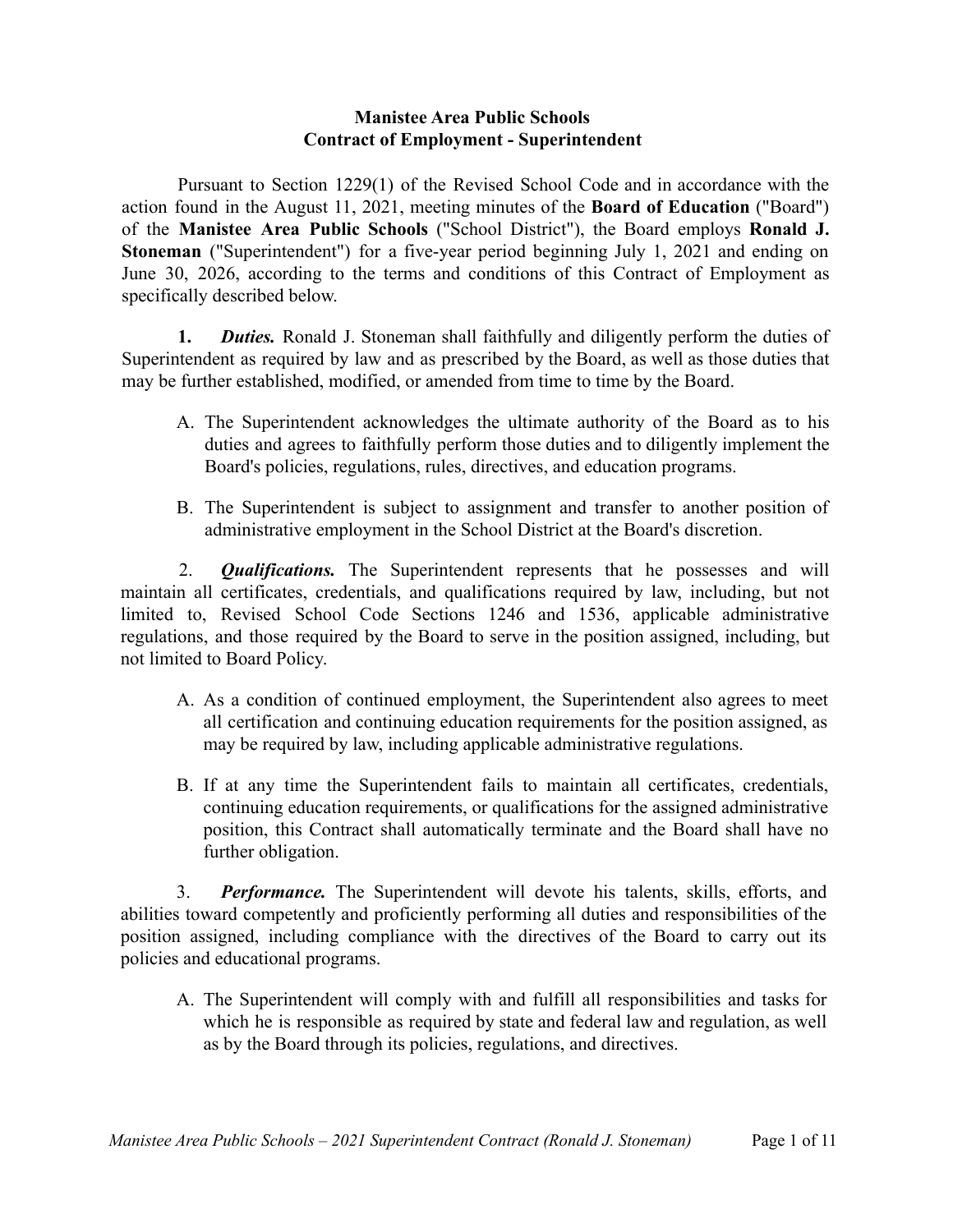**Manistee Area Public Schools**
**Contract of Employment - Superintendent**

Pursuant to Section 1229(1) of the Revised School Code and in accordance with the action found in the August 11, 2021, meeting minutes of the **Board of Education** ("Board") of the **Manistee Area Public Schools** ("School District"), the Board employs **Ronald J. Stoneman** ("Superintendent") for a five-year period beginning July 1, 2021 and ending on June 30, 2026, according to the terms and conditions of this Contract of Employment as specifically described below.

**1.** ***Duties.*** Ronald J. Stoneman shall faithfully and diligently perform the duties of Superintendent as required by law and as prescribed by the Board, as well as those duties that may be further established, modified, or amended from time to time by the Board.

A. The Superintendent acknowledges the ultimate authority of the Board as to his duties and agrees to faithfully perform those duties and to diligently implement the Board's policies, regulations, rules, directives, and education programs.

B. The Superintendent is subject to assignment and transfer to another position of administrative employment in the School District at the Board's discretion.

2. ***Qualifications.*** The Superintendent represents that he possesses and will maintain all certificates, credentials, and qualifications required by law, including, but not limited to, Revised School Code Sections 1246 and 1536, applicable administrative regulations, and those required by the Board to serve in the position assigned, including, but not limited to Board Policy.

A. As a condition of continued employment, the Superintendent also agrees to meet all certification and continuing education requirements for the position assigned, as may be required by law, including applicable administrative regulations.

B. If at any time the Superintendent fails to maintain all certificates, credentials, continuing education requirements, or qualifications for the assigned administrative position, this Contract shall automatically terminate and the Board shall have no further obligation.

3. ***Performance.*** The Superintendent will devote his talents, skills, efforts, and abilities toward competently and proficiently performing all duties and responsibilities of the position assigned, including compliance with the directives of the Board to carry out its policies and educational programs.

A. The Superintendent will comply with and fulfill all responsibilities and tasks for which he is responsible as required by state and federal law and regulation, as well as by the Board through its policies, regulations, and directives.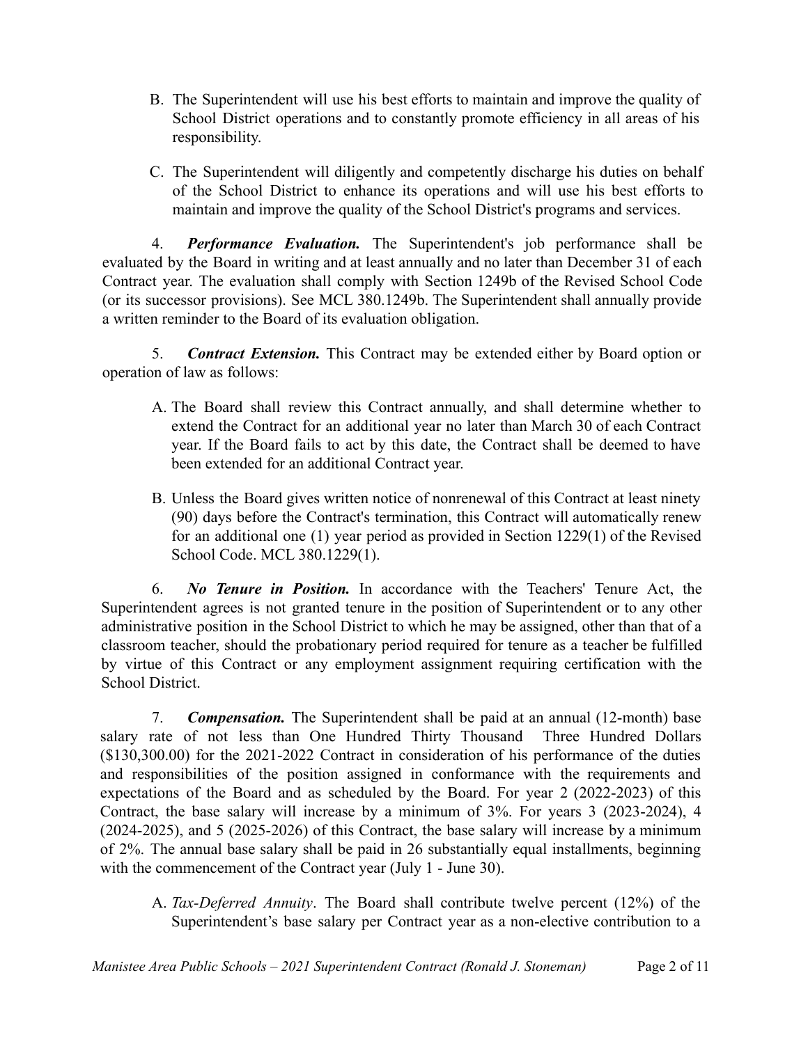B. The Superintendent will use his best efforts to maintain and improve the quality of School District operations and to constantly promote efficiency in all areas of his responsibility.

C. The Superintendent will diligently and competently discharge his duties on behalf of the School District to enhance its operations and will use his best efforts to maintain and improve the quality of the School District's programs and services.

4. ***Performance Evaluation.*** The Superintendent's job performance shall be evaluated by the Board in writing and at least annually and no later than December 31 of each Contract year. The evaluation shall comply with Section 1249b of the Revised School Code (or its successor provisions). See MCL 380.1249b. The Superintendent shall annually provide a written reminder to the Board of its evaluation obligation.

5. ***Contract Extension.*** This Contract may be extended either by Board option or operation of law as follows:

A. The Board shall review this Contract annually, and shall determine whether to extend the Contract for an additional year no later than March 30 of each Contract year. If the Board fails to act by this date, the Contract shall be deemed to have been extended for an additional Contract year.

B. Unless the Board gives written notice of nonrenewal of this Contract at least ninety (90) days before the Contract's termination, this Contract will automatically renew for an additional one (1) year period as provided in Section 1229(1) of the Revised School Code. MCL 380.1229(1).

6. ***No Tenure in Position.*** In accordance with the Teachers' Tenure Act, the Superintendent agrees is not granted tenure in the position of Superintendent or to any other administrative position in the School District to which he may be assigned, other than that of a classroom teacher, should the probationary period required for tenure as a teacher be fulfilled by virtue of this Contract or any employment assignment requiring certification with the School District.

7. ***Compensation.*** The Superintendent shall be paid at an annual (12-month) base salary rate of not less than One Hundred Thirty Thousand Three Hundred Dollars ($130,300.00) for the 2021-2022 Contract in consideration of his performance of the duties and responsibilities of the position assigned in conformance with the requirements and expectations of the Board and as scheduled by the Board. For year 2 (2022-2023) of this Contract, the base salary will increase by a minimum of 3%. For years 3 (2023-2024), 4 (2024-2025), and 5 (2025-2026) of this Contract, the base salary will increase by a minimum of 2%. The annual base salary shall be paid in 26 substantially equal installments, beginning with the commencement of the Contract year (July 1 - June 30).

A. *Tax-Deferred Annuity*. The Board shall contribute twelve percent (12%) of the Superintendent's base salary per Contract year as a non-elective contribution to a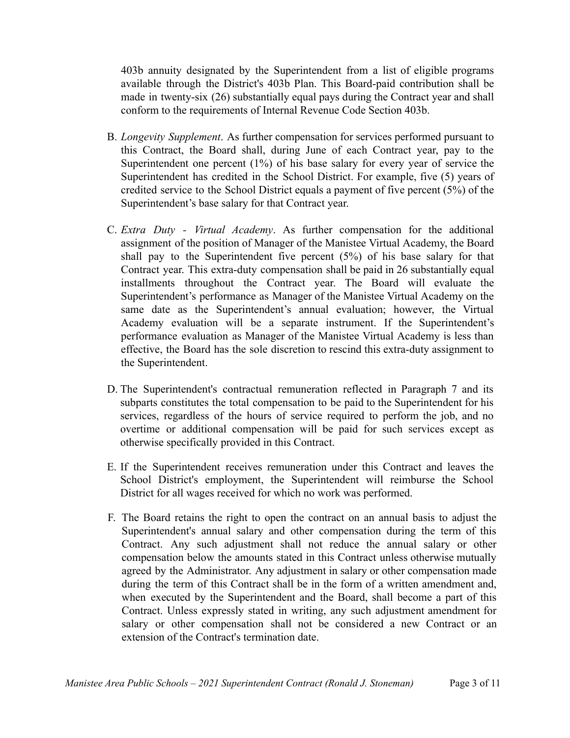403b annuity designated by the Superintendent from a list of eligible programs available through the District's 403b Plan. This Board-paid contribution shall be made in twenty-six (26) substantially equal pays during the Contract year and shall conform to the requirements of Internal Revenue Code Section 403b.

B. *Longevity Supplement*. As further compensation for services performed pursuant to this Contract, the Board shall, during June of each Contract year, pay to the Superintendent one percent (1%) of his base salary for every year of service the Superintendent has credited in the School District. For example, five (5) years of credited service to the School District equals a payment of five percent (5%) of the Superintendent's base salary for that Contract year.

C. *Extra Duty - Virtual Academy*. As further compensation for the additional assignment of the position of Manager of the Manistee Virtual Academy, the Board shall pay to the Superintendent five percent (5%) of his base salary for that Contract year. This extra-duty compensation shall be paid in 26 substantially equal installments throughout the Contract year. The Board will evaluate the Superintendent's performance as Manager of the Manistee Virtual Academy on the same date as the Superintendent's annual evaluation; however, the Virtual Academy evaluation will be a separate instrument. If the Superintendent's performance evaluation as Manager of the Manistee Virtual Academy is less than effective, the Board has the sole discretion to rescind this extra-duty assignment to the Superintendent.

D. The Superintendent's contractual remuneration reflected in Paragraph 7 and its subparts constitutes the total compensation to be paid to the Superintendent for his services, regardless of the hours of service required to perform the job, and no overtime or additional compensation will be paid for such services except as otherwise specifically provided in this Contract.

E. If the Superintendent receives remuneration under this Contract and leaves the School District's employment, the Superintendent will reimburse the School District for all wages received for which no work was performed.

F. The Board retains the right to open the contract on an annual basis to adjust the Superintendent's annual salary and other compensation during the term of this Contract. Any such adjustment shall not reduce the annual salary or other compensation below the amounts stated in this Contract unless otherwise mutually agreed by the Administrator. Any adjustment in salary or other compensation made during the term of this Contract shall be in the form of a written amendment and, when executed by the Superintendent and the Board, shall become a part of this Contract. Unless expressly stated in writing, any such adjustment amendment for salary or other compensation shall not be considered a new Contract or an extension of the Contract's termination date.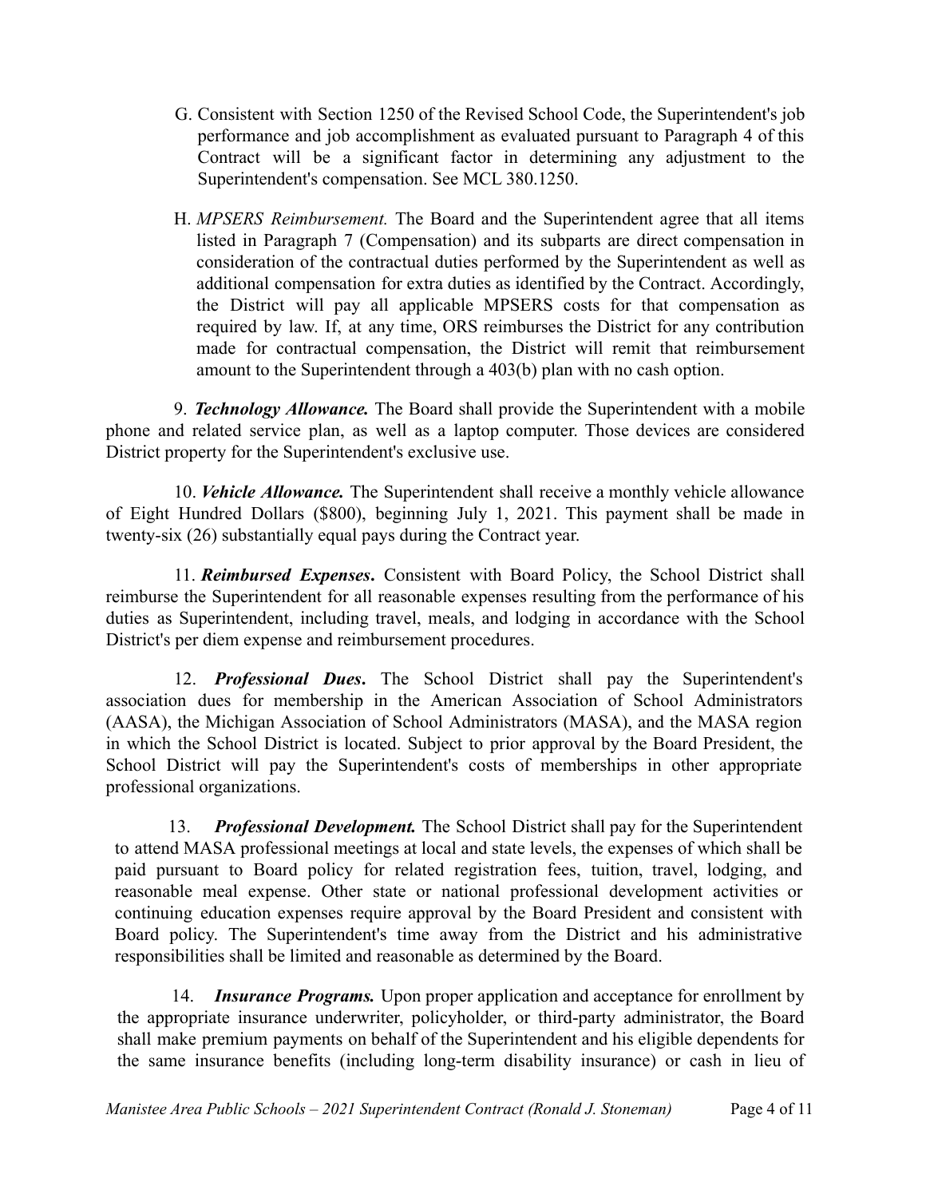G. Consistent with Section 1250 of the Revised School Code, the Superintendent's job performance and job accomplishment as evaluated pursuant to Paragraph 4 of this Contract will be a significant factor in determining any adjustment to the Superintendent's compensation. See MCL 380.1250.

H. *MPSERS Reimbursement.* The Board and the Superintendent agree that all items listed in Paragraph 7 (Compensation) and its subparts are direct compensation in consideration of the contractual duties performed by the Superintendent as well as additional compensation for extra duties as identified by the Contract. Accordingly, the District will pay all applicable MPSERS costs for that compensation as required by law. If, at any time, ORS reimburses the District for any contribution made for contractual compensation, the District will remit that reimbursement amount to the Superintendent through a 403(b) plan with no cash option.

9. ***Technology Allowance.*** The Board shall provide the Superintendent with a mobile phone and related service plan, as well as a laptop computer. Those devices are considered District property for the Superintendent's exclusive use.

10. ***Vehicle Allowance.*** The Superintendent shall receive a monthly vehicle allowance of Eight Hundred Dollars ($800), beginning July 1, 2021. This payment shall be made in twenty-six (26) substantially equal pays during the Contract year.

11. ***Reimbursed Expenses***. Consistent with Board Policy, the School District shall reimburse the Superintendent for all reasonable expenses resulting from the performance of his duties as Superintendent, including travel, meals, and lodging in accordance with the School District's per diem expense and reimbursement procedures.

12. ***Professional Dues***. The School District shall pay the Superintendent's association dues for membership in the American Association of School Administrators (AASA), the Michigan Association of School Administrators (MASA), and the MASA region in which the School District is located. Subject to prior approval by the Board President, the School District will pay the Superintendent's costs of memberships in other appropriate professional organizations.

13. ***Professional Development.*** The School District shall pay for the Superintendent to attend MASA professional meetings at local and state levels, the expenses of which shall be paid pursuant to Board policy for related registration fees, tuition, travel, lodging, and reasonable meal expense. Other state or national professional development activities or continuing education expenses require approval by the Board President and consistent with Board policy. The Superintendent's time away from the District and his administrative responsibilities shall be limited and reasonable as determined by the Board.

14. ***Insurance Programs.*** Upon proper application and acceptance for enrollment by the appropriate insurance underwriter, policyholder, or third-party administrator, the Board shall make premium payments on behalf of the Superintendent and his eligible dependents for the same insurance benefits (including long-term disability insurance) or cash in lieu of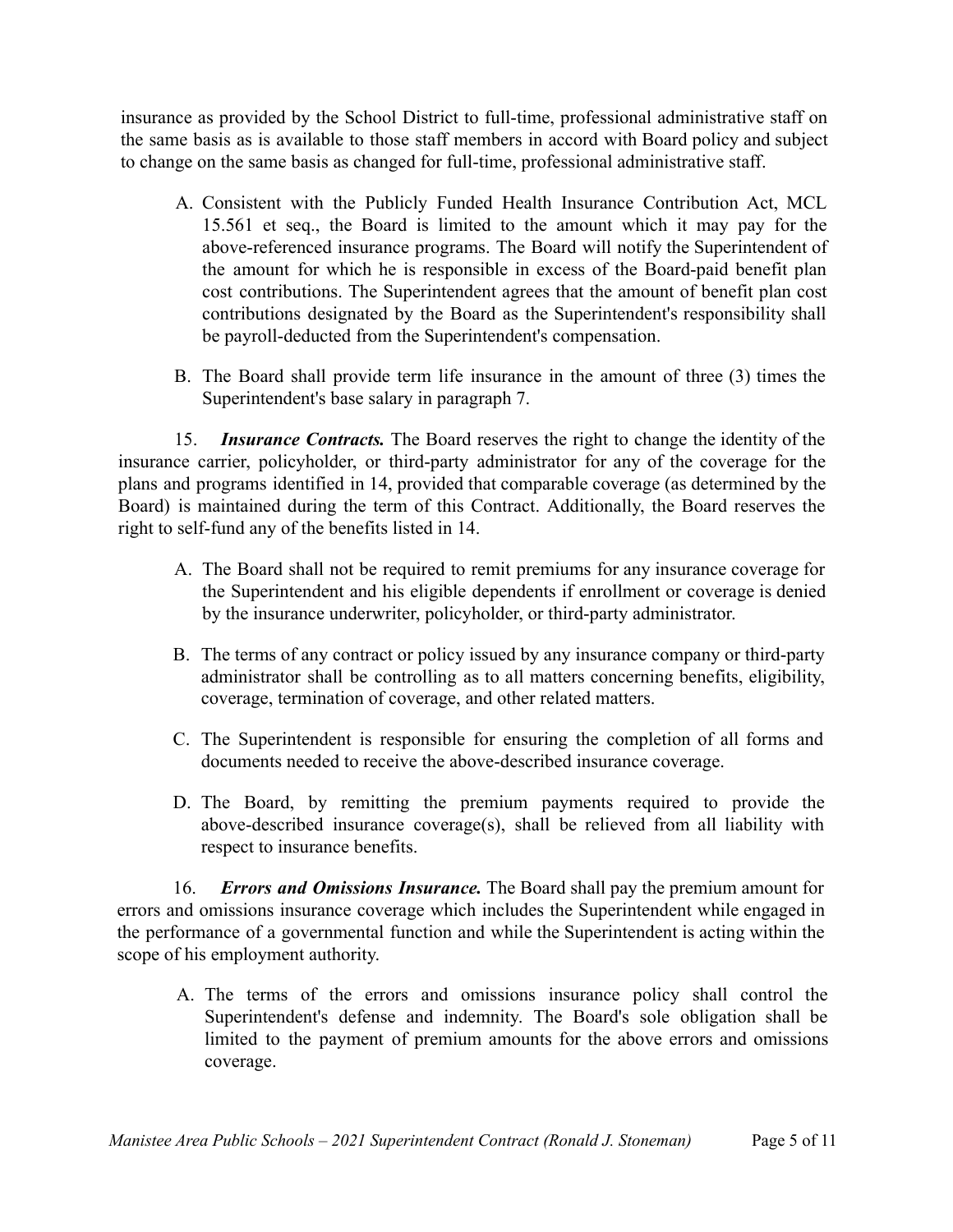insurance as provided by the School District to full-time, professional administrative staff on the same basis as is available to those staff members in accord with Board policy and subject to change on the same basis as changed for full-time, professional administrative staff.

A. Consistent with the Publicly Funded Health Insurance Contribution Act, MCL 15.561 et seq., the Board is limited to the amount which it may pay for the above-referenced insurance programs. The Board will notify the Superintendent of the amount for which he is responsible in excess of the Board-paid benefit plan cost contributions. The Superintendent agrees that the amount of benefit plan cost contributions designated by the Board as the Superintendent's responsibility shall be payroll-deducted from the Superintendent's compensation.

B. The Board shall provide term life insurance in the amount of three (3) times the Superintendent's base salary in paragraph 7.

15. ***Insurance Contracts.*** The Board reserves the right to change the identity of the insurance carrier, policyholder, or third-party administrator for any of the coverage for the plans and programs identified in 14, provided that comparable coverage (as determined by the Board) is maintained during the term of this Contract. Additionally, the Board reserves the right to self-fund any of the benefits listed in 14.

A. The Board shall not be required to remit premiums for any insurance coverage for the Superintendent and his eligible dependents if enrollment or coverage is denied by the insurance underwriter, policyholder, or third-party administrator.

B. The terms of any contract or policy issued by any insurance company or third-party administrator shall be controlling as to all matters concerning benefits, eligibility, coverage, termination of coverage, and other related matters.

C. The Superintendent is responsible for ensuring the completion of all forms and documents needed to receive the above-described insurance coverage.

D. The Board, by remitting the premium payments required to provide the above-described insurance coverage(s), shall be relieved from all liability with respect to insurance benefits.

16. ***Errors and Omissions Insurance.*** The Board shall pay the premium amount for errors and omissions insurance coverage which includes the Superintendent while engaged in the performance of a governmental function and while the Superintendent is acting within the scope of his employment authority.

A. The terms of the errors and omissions insurance policy shall control the Superintendent's defense and indemnity. The Board's sole obligation shall be limited to the payment of premium amounts for the above errors and omissions coverage.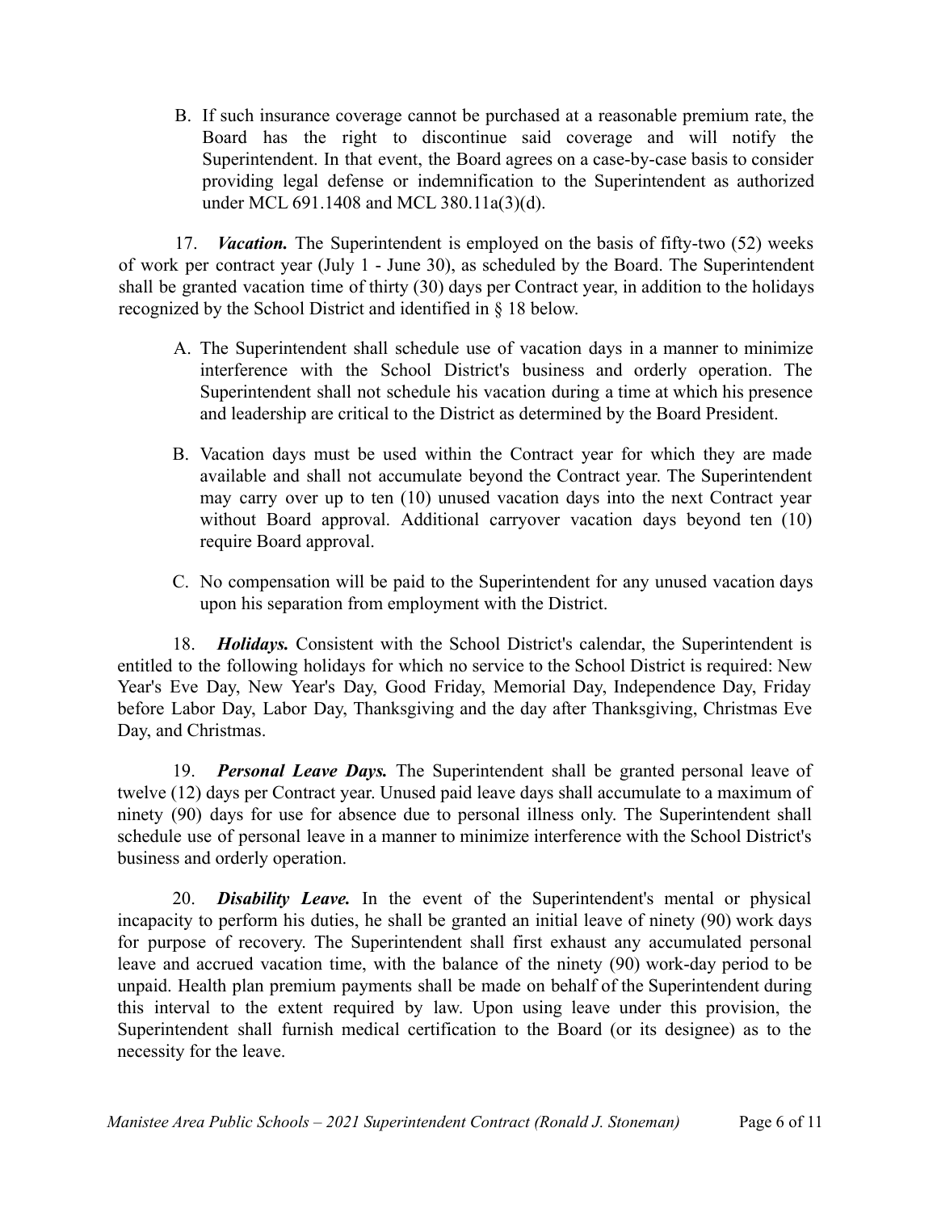B. If such insurance coverage cannot be purchased at a reasonable premium rate, the Board has the right to discontinue said coverage and will notify the Superintendent. In that event, the Board agrees on a case-by-case basis to consider providing legal defense or indemnification to the Superintendent as authorized under MCL 691.1408 and MCL 380.11a(3)(d).

17. ***Vacation.*** The Superintendent is employed on the basis of fifty-two (52) weeks of work per contract year (July 1 - June 30), as scheduled by the Board. The Superintendent shall be granted vacation time of thirty (30) days per Contract year, in addition to the holidays recognized by the School District and identified in § 18 below.

A. The Superintendent shall schedule use of vacation days in a manner to minimize interference with the School District's business and orderly operation. The Superintendent shall not schedule his vacation during a time at which his presence and leadership are critical to the District as determined by the Board President.

B. Vacation days must be used within the Contract year for which they are made available and shall not accumulate beyond the Contract year. The Superintendent may carry over up to ten (10) unused vacation days into the next Contract year without Board approval. Additional carryover vacation days beyond ten (10) require Board approval.

C. No compensation will be paid to the Superintendent for any unused vacation days upon his separation from employment with the District.

18. ***Holidays.*** Consistent with the School District's calendar, the Superintendent is entitled to the following holidays for which no service to the School District is required: New Year's Eve Day, New Year's Day, Good Friday, Memorial Day, Independence Day, Friday before Labor Day, Labor Day, Thanksgiving and the day after Thanksgiving, Christmas Eve Day, and Christmas.

19. ***Personal Leave Days.*** The Superintendent shall be granted personal leave of twelve (12) days per Contract year. Unused paid leave days shall accumulate to a maximum of ninety (90) days for use for absence due to personal illness only. The Superintendent shall schedule use of personal leave in a manner to minimize interference with the School District's business and orderly operation.

20. ***Disability Leave.*** In the event of the Superintendent's mental or physical incapacity to perform his duties, he shall be granted an initial leave of ninety (90) work days for purpose of recovery. The Superintendent shall first exhaust any accumulated personal leave and accrued vacation time, with the balance of the ninety (90) work-day period to be unpaid. Health plan premium payments shall be made on behalf of the Superintendent during this interval to the extent required by law. Upon using leave under this provision, the Superintendent shall furnish medical certification to the Board (or its designee) as to the necessity for the leave.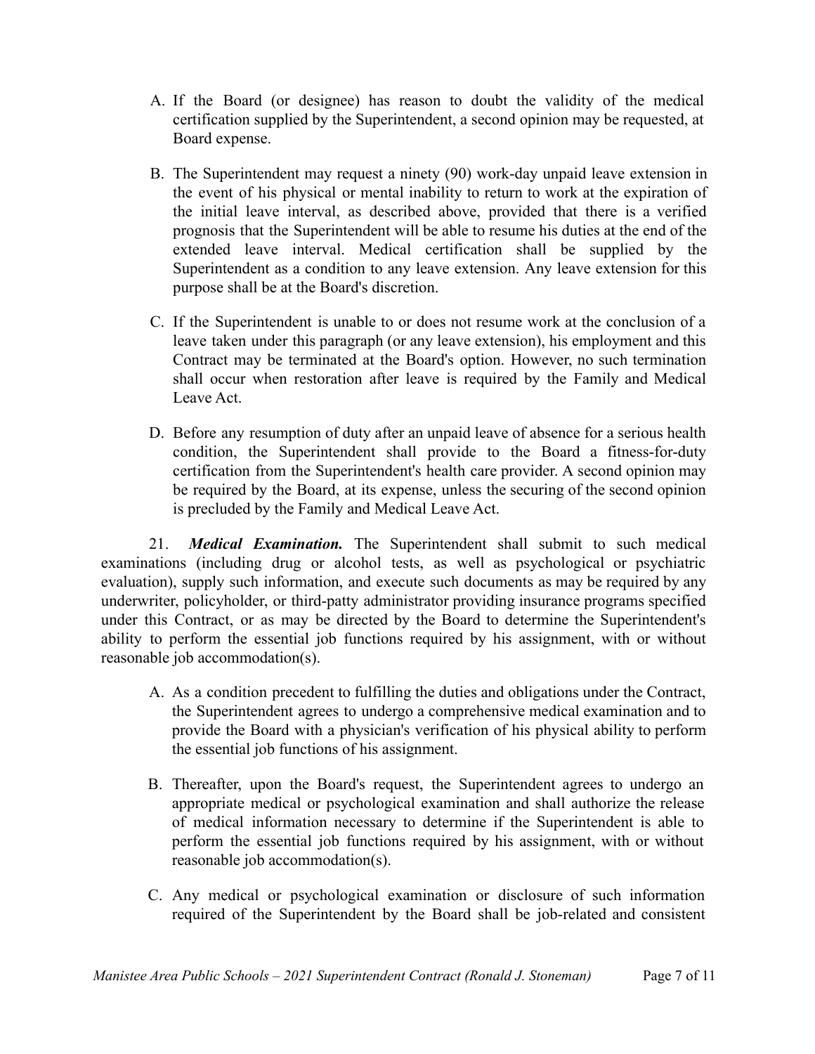A. If the Board (or designee) has reason to doubt the validity of the medical certification supplied by the Superintendent, a second opinion may be requested, at Board expense.

B. The Superintendent may request a ninety (90) work-day unpaid leave extension in the event of his physical or mental inability to return to work at the expiration of the initial leave interval, as described above, provided that there is a verified prognosis that the Superintendent will be able to resume his duties at the end of the extended leave interval. Medical certification shall be supplied by the Superintendent as a condition to any leave extension. Any leave extension for this purpose shall be at the Board's discretion.

C. If the Superintendent is unable to or does not resume work at the conclusion of a leave taken under this paragraph (or any leave extension), his employment and this Contract may be terminated at the Board's option. However, no such termination shall occur when restoration after leave is required by the Family and Medical Leave Act.

D. Before any resumption of duty after an unpaid leave of absence for a serious health condition, the Superintendent shall provide to the Board a fitness-for-duty certification from the Superintendent's health care provider. A second opinion may be required by the Board, at its expense, unless the securing of the second opinion is precluded by the Family and Medical Leave Act.

21. ***Medical Examination.*** The Superintendent shall submit to such medical examinations (including drug or alcohol tests, as well as psychological or psychiatric evaluation), supply such information, and execute such documents as may be required by any underwriter, policyholder, or third-patty administrator providing insurance programs specified under this Contract, or as may be directed by the Board to determine the Superintendent's ability to perform the essential job functions required by his assignment, with or without reasonable job accommodation(s).

A. As a condition precedent to fulfilling the duties and obligations under the Contract, the Superintendent agrees to undergo a comprehensive medical examination and to provide the Board with a physician's verification of his physical ability to perform the essential job functions of his assignment.

B. Thereafter, upon the Board's request, the Superintendent agrees to undergo an appropriate medical or psychological examination and shall authorize the release of medical information necessary to determine if the Superintendent is able to perform the essential job functions required by his assignment, with or without reasonable job accommodation(s).

C. Any medical or psychological examination or disclosure of such information required of the Superintendent by the Board shall be job-related and consistent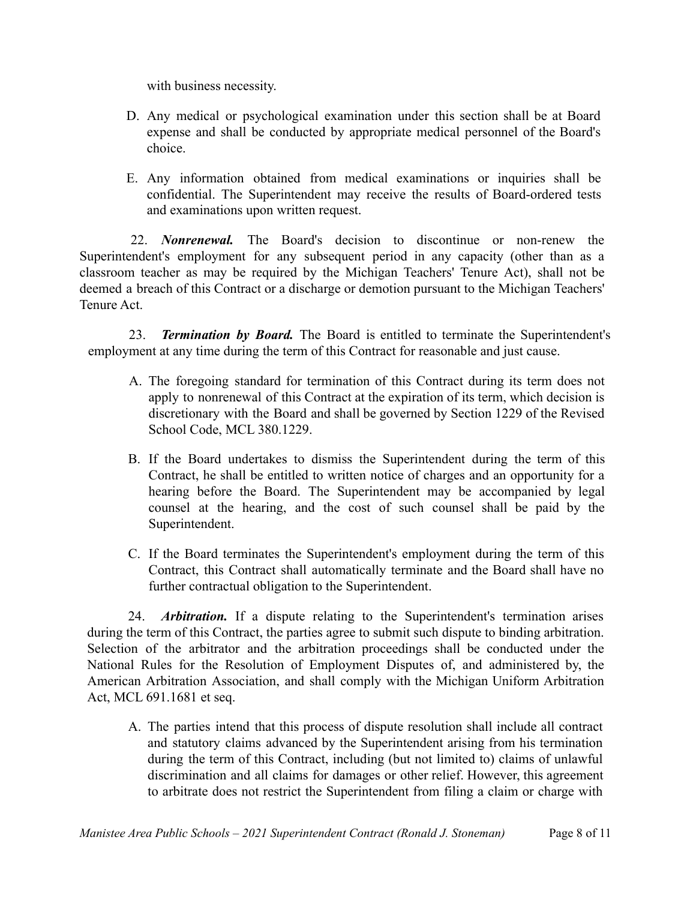with business necessity.

D. Any medical or psychological examination under this section shall be at Board expense and shall be conducted by appropriate medical personnel of the Board's choice.

E. Any information obtained from medical examinations or inquiries shall be confidential. The Superintendent may receive the results of Board-ordered tests and examinations upon written request.

22. ***Nonrenewal.*** The Board's decision to discontinue or non-renew the Superintendent's employment for any subsequent period in any capacity (other than as a classroom teacher as may be required by the Michigan Teachers' Tenure Act), shall not be deemed a breach of this Contract or a discharge or demotion pursuant to the Michigan Teachers' Tenure Act.

23. ***Termination by Board.*** The Board is entitled to terminate the Superintendent's employment at any time during the term of this Contract for reasonable and just cause.

A. The foregoing standard for termination of this Contract during its term does not apply to nonrenewal of this Contract at the expiration of its term, which decision is discretionary with the Board and shall be governed by Section 1229 of the Revised School Code, MCL 380.1229.

B. If the Board undertakes to dismiss the Superintendent during the term of this Contract, he shall be entitled to written notice of charges and an opportunity for a hearing before the Board. The Superintendent may be accompanied by legal counsel at the hearing, and the cost of such counsel shall be paid by the Superintendent.

C. If the Board terminates the Superintendent's employment during the term of this Contract, this Contract shall automatically terminate and the Board shall have no further contractual obligation to the Superintendent.

24. ***Arbitration.*** If a dispute relating to the Superintendent's termination arises during the term of this Contract, the parties agree to submit such dispute to binding arbitration. Selection of the arbitrator and the arbitration proceedings shall be conducted under the National Rules for the Resolution of Employment Disputes of, and administered by, the American Arbitration Association, and shall comply with the Michigan Uniform Arbitration Act, MCL 691.1681 et seq.

A. The parties intend that this process of dispute resolution shall include all contract and statutory claims advanced by the Superintendent arising from his termination during the term of this Contract, including (but not limited to) claims of unlawful discrimination and all claims for damages or other relief. However, this agreement to arbitrate does not restrict the Superintendent from filing a claim or charge with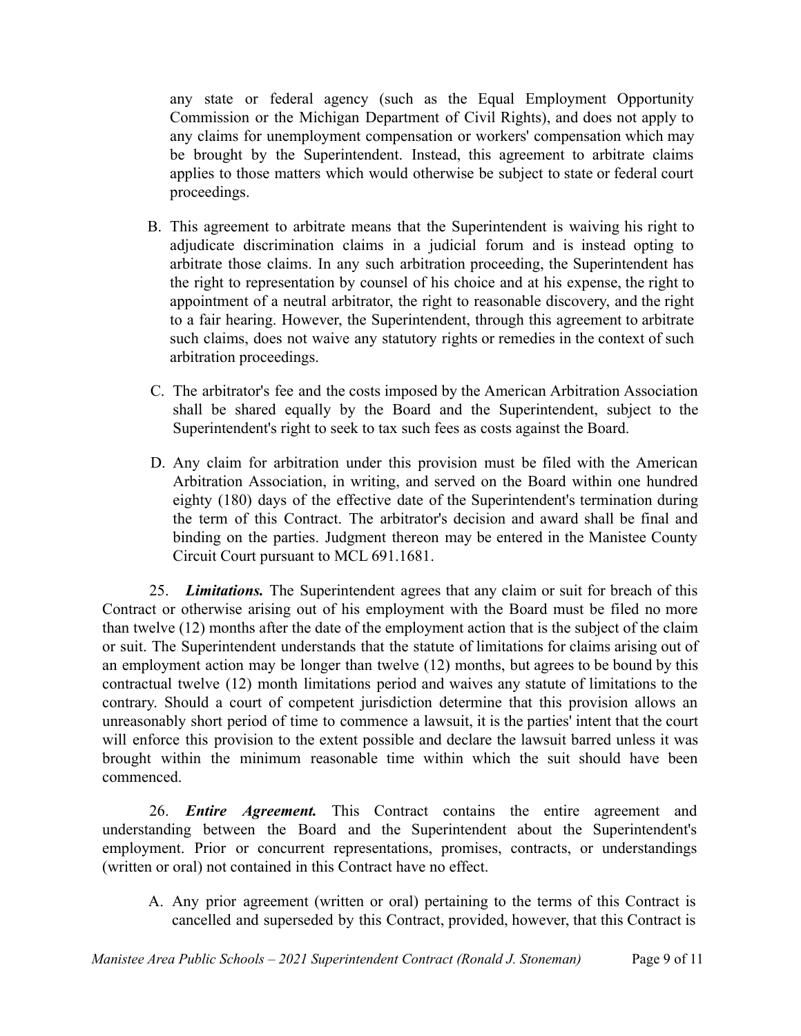any state or federal agency (such as the Equal Employment Opportunity Commission or the Michigan Department of Civil Rights), and does not apply to any claims for unemployment compensation or workers' compensation which may be brought by the Superintendent. Instead, this agreement to arbitrate claims applies to those matters which would otherwise be subject to state or federal court proceedings.

B. This agreement to arbitrate means that the Superintendent is waiving his right to adjudicate discrimination claims in a judicial forum and is instead opting to arbitrate those claims. In any such arbitration proceeding, the Superintendent has the right to representation by counsel of his choice and at his expense, the right to appointment of a neutral arbitrator, the right to reasonable discovery, and the right to a fair hearing. However, the Superintendent, through this agreement to arbitrate such claims, does not waive any statutory rights or remedies in the context of such arbitration proceedings.

C. The arbitrator's fee and the costs imposed by the American Arbitration Association shall be shared equally by the Board and the Superintendent, subject to the Superintendent's right to seek to tax such fees as costs against the Board.

D. Any claim for arbitration under this provision must be filed with the American Arbitration Association, in writing, and served on the Board within one hundred eighty (180) days of the effective date of the Superintendent's termination during the term of this Contract. The arbitrator's decision and award shall be final and binding on the parties. Judgment thereon may be entered in the Manistee County Circuit Court pursuant to MCL 691.1681.

25. ***Limitations.*** The Superintendent agrees that any claim or suit for breach of this Contract or otherwise arising out of his employment with the Board must be filed no more than twelve (12) months after the date of the employment action that is the subject of the claim or suit. The Superintendent understands that the statute of limitations for claims arising out of an employment action may be longer than twelve (12) months, but agrees to be bound by this contractual twelve (12) month limitations period and waives any statute of limitations to the contrary. Should a court of competent jurisdiction determine that this provision allows an unreasonably short period of time to commence a lawsuit, it is the parties' intent that the court will enforce this provision to the extent possible and declare the lawsuit barred unless it was brought within the minimum reasonable time within which the suit should have been commenced.

26. ***Entire Agreement.*** This Contract contains the entire agreement and understanding between the Board and the Superintendent about the Superintendent's employment. Prior or concurrent representations, promises, contracts, or understandings (written or oral) not contained in this Contract have no effect.

A. Any prior agreement (written or oral) pertaining to the terms of this Contract is cancelled and superseded by this Contract, provided, however, that this Contract is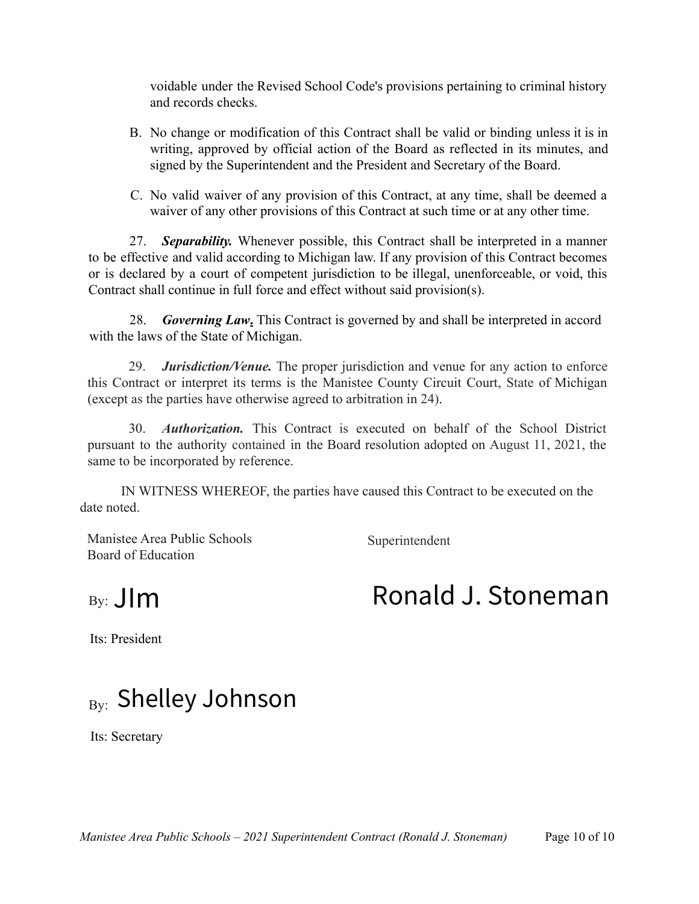voidable under the Revised School Code's provisions pertaining to criminal history and records checks.

B. No change or modification of this Contract shall be valid or binding unless it is in writing, approved by official action of the Board as reflected in its minutes, and signed by the Superintendent and the President and Secretary of the Board.

C. No valid waiver of any provision of this Contract, at any time, shall be deemed a waiver of any other provisions of this Contract at such time or at any other time.

27. ***Separability.*** Whenever possible, this Contract shall be interpreted in a manner to be effective and valid according to Michigan law. If any provision of this Contract becomes or is declared by a court of competent jurisdiction to be illegal, unenforceable, or void, this Contract shall continue in full force and effect without said provision(s).

28. ***Governing Law*****.** This Contract is governed by and shall be interpreted in accord with the laws of the State of Michigan.

29. ***Jurisdiction/Venue.*** The proper jurisdiction and venue for any action to enforce this Contract or interpret its terms is the Manistee County Circuit Court, State of Michigan (except as the parties have otherwise agreed to arbitration in 24).

30. ***Authorization.*** This Contract is executed on behalf of the School District pursuant to the authority contained in the Board resolution adopted on August 11, 2021, the same to be incorporated by reference.

IN WITNESS WHEREOF, the parties have caused this Contract to be executed on the date noted.

Manistee Area Public Schools
Board of Education

By: JIm

Its: President

By: Shelley Johnson

Its: Secretary

Superintendent

Ronald J. Stoneman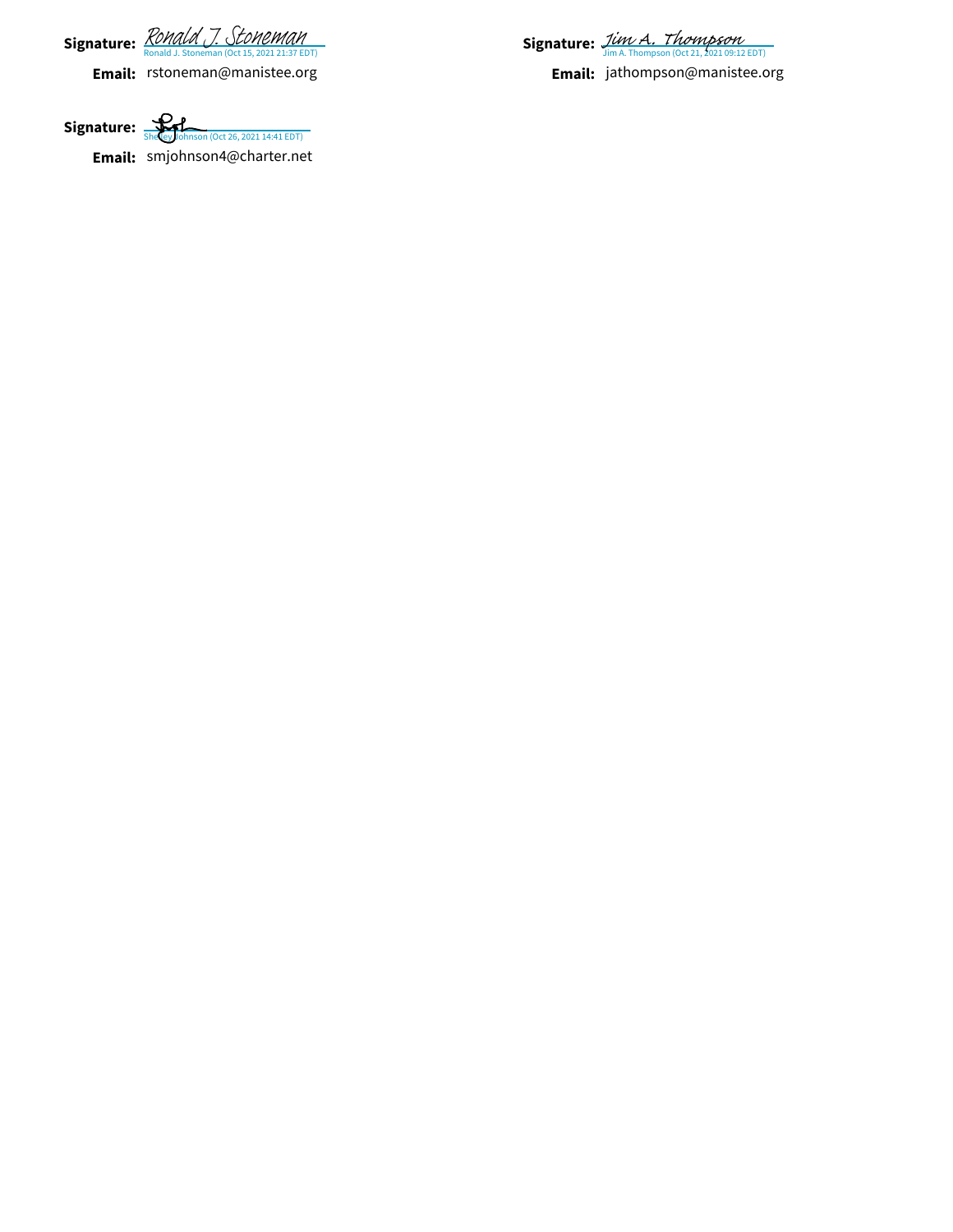**Signature:** Ronald J. Stoneman
Ronald J. Stoneman (Oct 15, 2021 21:37 EDT)

**Email:** rstoneman@manistee.org

**Signature:** Jim A. Thompson
Jim A. Thompson (Oct 21, 2021 09:12 EDT)

**Email:** jathompson@manistee.org

**Signature:**
Shelley Johnson (Oct 26, 2021 14:41 EDT)

**Email:** smjohnson4@charter.net